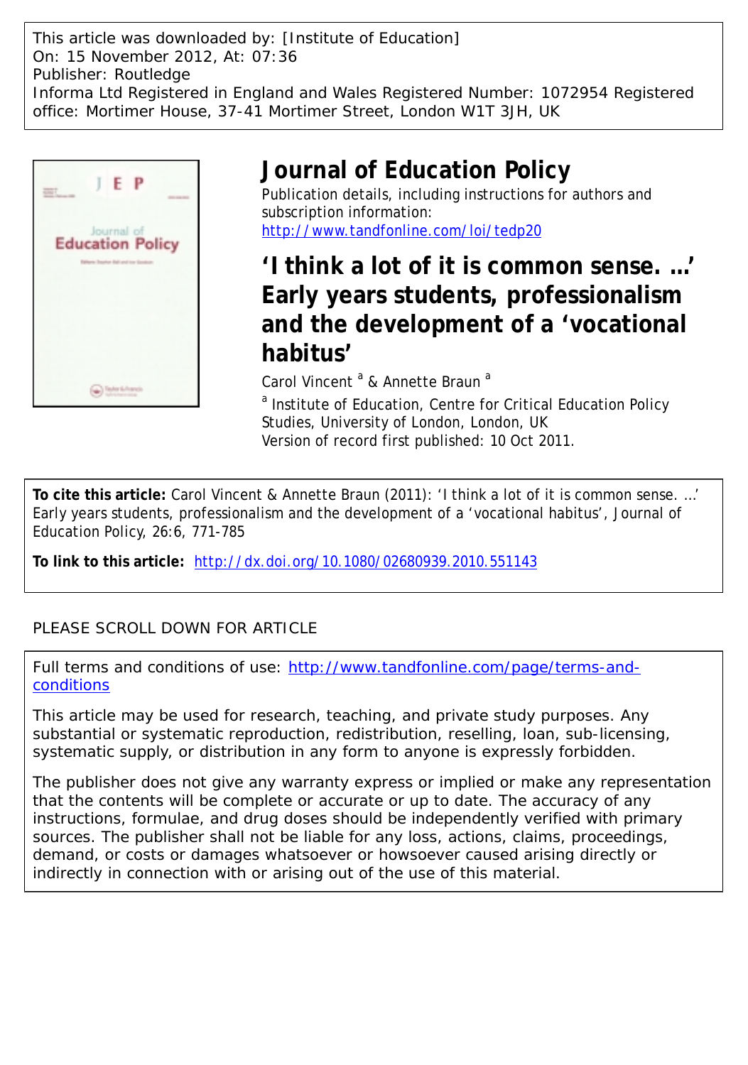This article was downloaded by: [Institute of Education]
On: 15 November 2012, At: 07:36
Publisher: Routledge
Informa Ltd Registered in England and Wales Registered Number: 1072954 Registered office: Mortimer House, 37-41 Mortimer Street, London W1T 3JH, UK

# Journal of Education Policy

Publication details, including instructions for authors and subscription information:
http://www.tandfonline.com/loi/tedp20

## 'I think a lot of it is common sense. …' Early years students, professionalism and the development of a 'vocational habitus'

Carol Vincent [a] & Annette Braun [a]

[a] Institute of Education, Centre for Critical Education Policy Studies, University of London, London, UK

Version of record first published: 10 Oct 2011.

**To cite this article:** Carol Vincent & Annette Braun (2011): 'I think a lot of it is common sense. …' Early years students, professionalism and the development of a 'vocational habitus', Journal of Education Policy, 26:6, 771-785

**To link to this article:** http://dx.doi.org/10.1080/02680939.2010.551143

PLEASE SCROLL DOWN FOR ARTICLE

Full terms and conditions of use: http://www.tandfonline.com/page/terms-and-conditions

This article may be used for research, teaching, and private study purposes. Any substantial or systematic reproduction, redistribution, reselling, loan, sub-licensing, systematic supply, or distribution in any form to anyone is expressly forbidden.

The publisher does not give any warranty express or implied or make any representation that the contents will be complete or accurate or up to date. The accuracy of any instructions, formulae, and drug doses should be independently verified with primary sources. The publisher shall not be liable for any loss, actions, claims, proceedings, demand, or costs or damages whatsoever or howsoever caused arising directly or indirectly in connection with or arising out of the use of this material.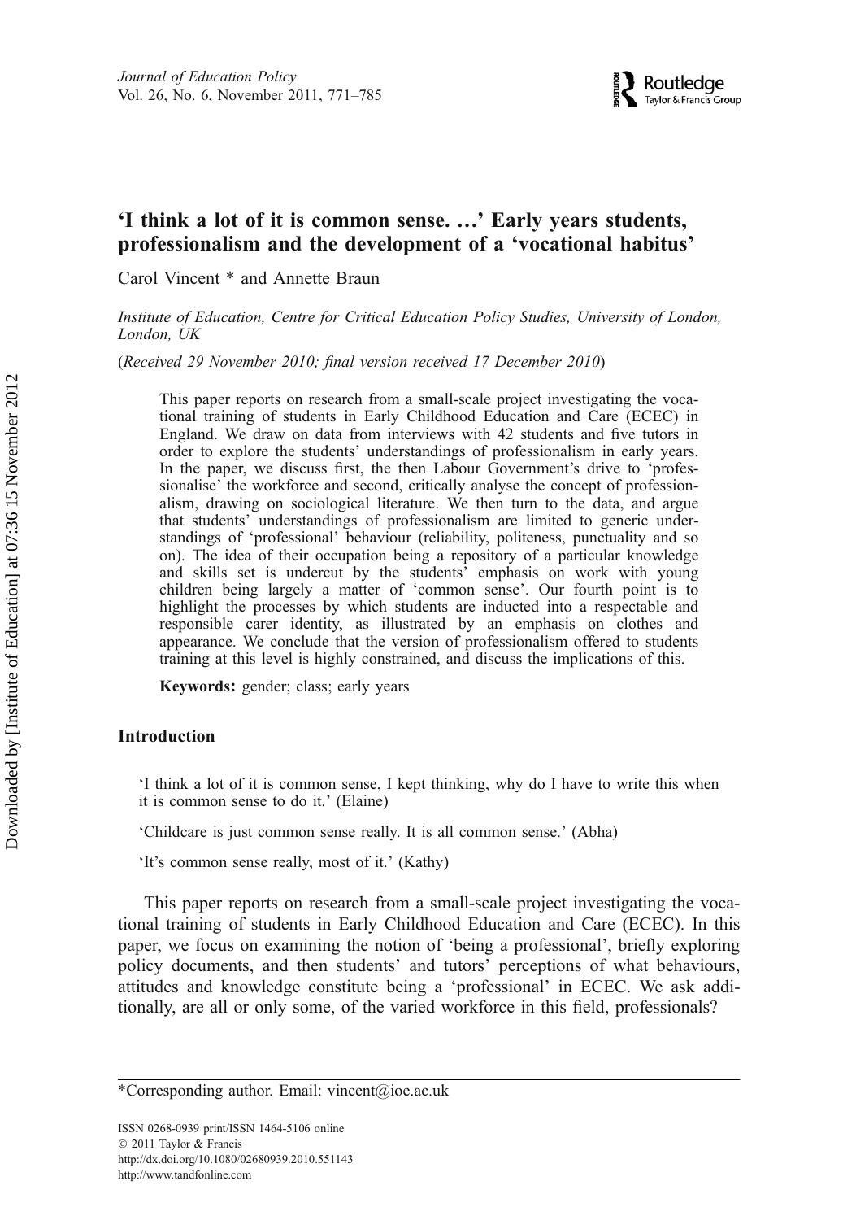# 'I think a lot of it is common sense. …' Early years students, professionalism and the development of a 'vocational habitus'

Carol Vincent * and Annette Braun

*Institute of Education, Centre for Critical Education Policy Studies, University of London, London, UK*

(*Received 29 November 2010; final version received 17 December 2010*)

This paper reports on research from a small-scale project investigating the vocational training of students in Early Childhood Education and Care (ECEC) in England. We draw on data from interviews with 42 students and five tutors in order to explore the students' understandings of professionalism in early years. In the paper, we discuss first, the then Labour Government's drive to 'professionalise' the workforce and second, critically analyse the concept of professionalism, drawing on sociological literature. We then turn to the data, and argue that students' understandings of professionalism are limited to generic understandings of 'professional' behaviour (reliability, politeness, punctuality and so on). The idea of their occupation being a repository of a particular knowledge and skills set is undercut by the students' emphasis on work with young children being largely a matter of 'common sense'. Our fourth point is to highlight the processes by which students are inducted into a respectable and responsible carer identity, as illustrated by an emphasis on clothes and appearance. We conclude that the version of professionalism offered to students training at this level is highly constrained, and discuss the implications of this.

**Keywords:** gender; class; early years

## Introduction

'I think a lot of it is common sense, I kept thinking, why do I have to write this when it is common sense to do it.' (Elaine)

'Childcare is just common sense really. It is all common sense.' (Abha)

'It's common sense really, most of it.' (Kathy)

This paper reports on research from a small-scale project investigating the vocational training of students in Early Childhood Education and Care (ECEC). In this paper, we focus on examining the notion of 'being a professional', briefly exploring policy documents, and then students' and tutors' perceptions of what behaviours, attitudes and knowledge constitute being a 'professional' in ECEC. We ask additionally, are all or only some, of the varied workforce in this field, professionals?

---

*Corresponding author. Email: vincent@ioe.ac.uk

ISSN 0268-0939 print/ISSN 1464-5106 online
© 2011 Taylor & Francis
http://dx.doi.org/10.1080/02680939.2010.551143
http://www.tandfonline.com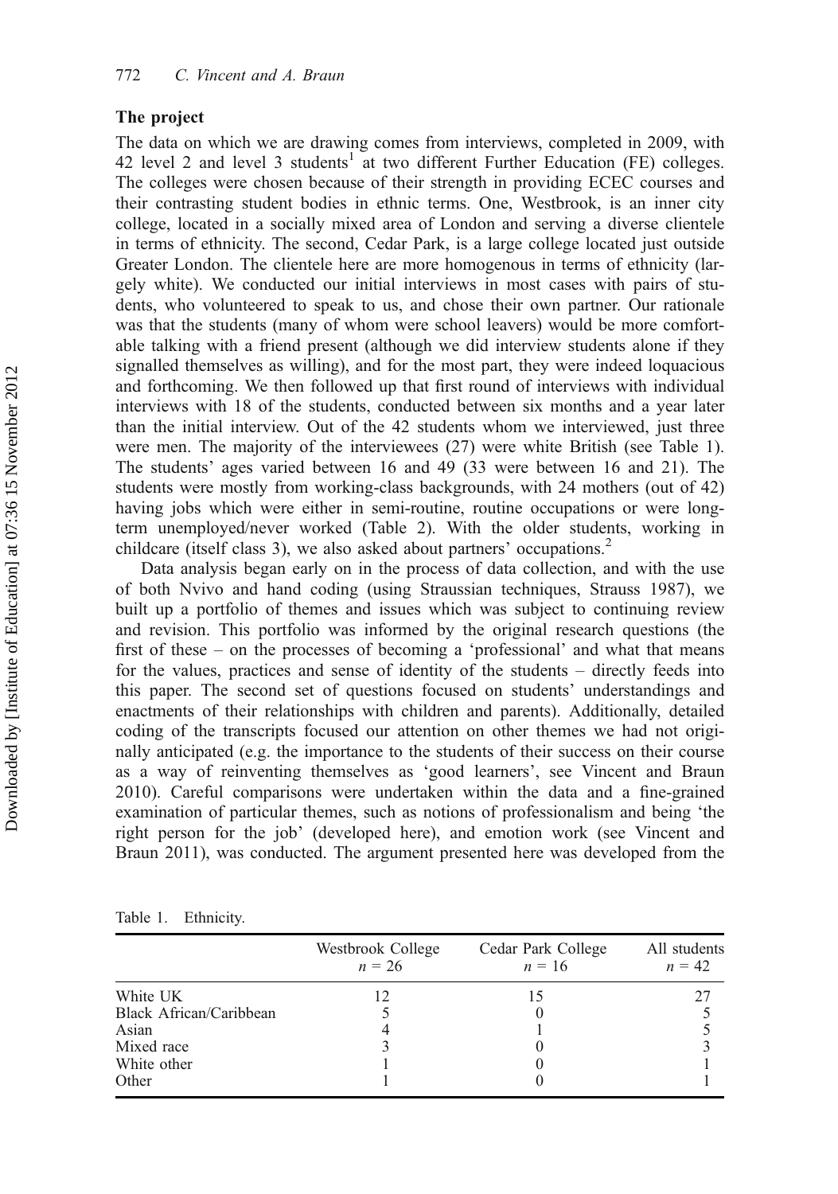## The project

The data on which we are drawing comes from interviews, completed in 2009, with 42 level 2 and level 3 students[1] at two different Further Education (FE) colleges. The colleges were chosen because of their strength in providing ECEC courses and their contrasting student bodies in ethnic terms. One, Westbrook, is an inner city college, located in a socially mixed area of London and serving a diverse clientele in terms of ethnicity. The second, Cedar Park, is a large college located just outside Greater London. The clientele here are more homogenous in terms of ethnicity (largely white). We conducted our initial interviews in most cases with pairs of students, who volunteered to speak to us, and chose their own partner. Our rationale was that the students (many of whom were school leavers) would be more comfortable talking with a friend present (although we did interview students alone if they signalled themselves as willing), and for the most part, they were indeed loquacious and forthcoming. We then followed up that first round of interviews with individual interviews with 18 of the students, conducted between six months and a year later than the initial interview. Out of the 42 students whom we interviewed, just three were men. The majority of the interviewees (27) were white British (see Table 1). The students' ages varied between 16 and 49 (33 were between 16 and 21). The students were mostly from working-class backgrounds, with 24 mothers (out of 42) having jobs which were either in semi-routine, routine occupations or were long-term unemployed/never worked (Table 2). With the older students, working in childcare (itself class 3), we also asked about partners' occupations.[2]

Data analysis began early on in the process of data collection, and with the use of both Nvivo and hand coding (using Straussian techniques, Strauss 1987), we built up a portfolio of themes and issues which was subject to continuing review and revision. This portfolio was informed by the original research questions (the first of these – on the processes of becoming a 'professional' and what that means for the values, practices and sense of identity of the students – directly feeds into this paper. The second set of questions focused on students' understandings and enactments of their relationships with children and parents). Additionally, detailed coding of the transcripts focused our attention on other themes we had not originally anticipated (e.g. the importance to the students of their success on their course as a way of reinventing themselves as 'good learners', see Vincent and Braun 2010). Careful comparisons were undertaken within the data and a fine-grained examination of particular themes, such as notions of professionalism and being 'the right person for the job' (developed here), and emotion work (see Vincent and Braun 2011), was conducted. The argument presented here was developed from the

Table 1. Ethnicity.

| | Westbrook College $n$ = 26 | Cedar Park College $n$ = 16 | All students $n$ = 42 |
|---|---|---|---|
| White UK | 12 | 15 | 27 |
| Black African/Caribbean | 5 | 0 | 5 |
| Asian | 4 | 1 | 5 |
| Mixed race | 3 | 0 | 3 |
| White other | 1 | 0 | 1 |
| Other | 1 | 0 | 1 |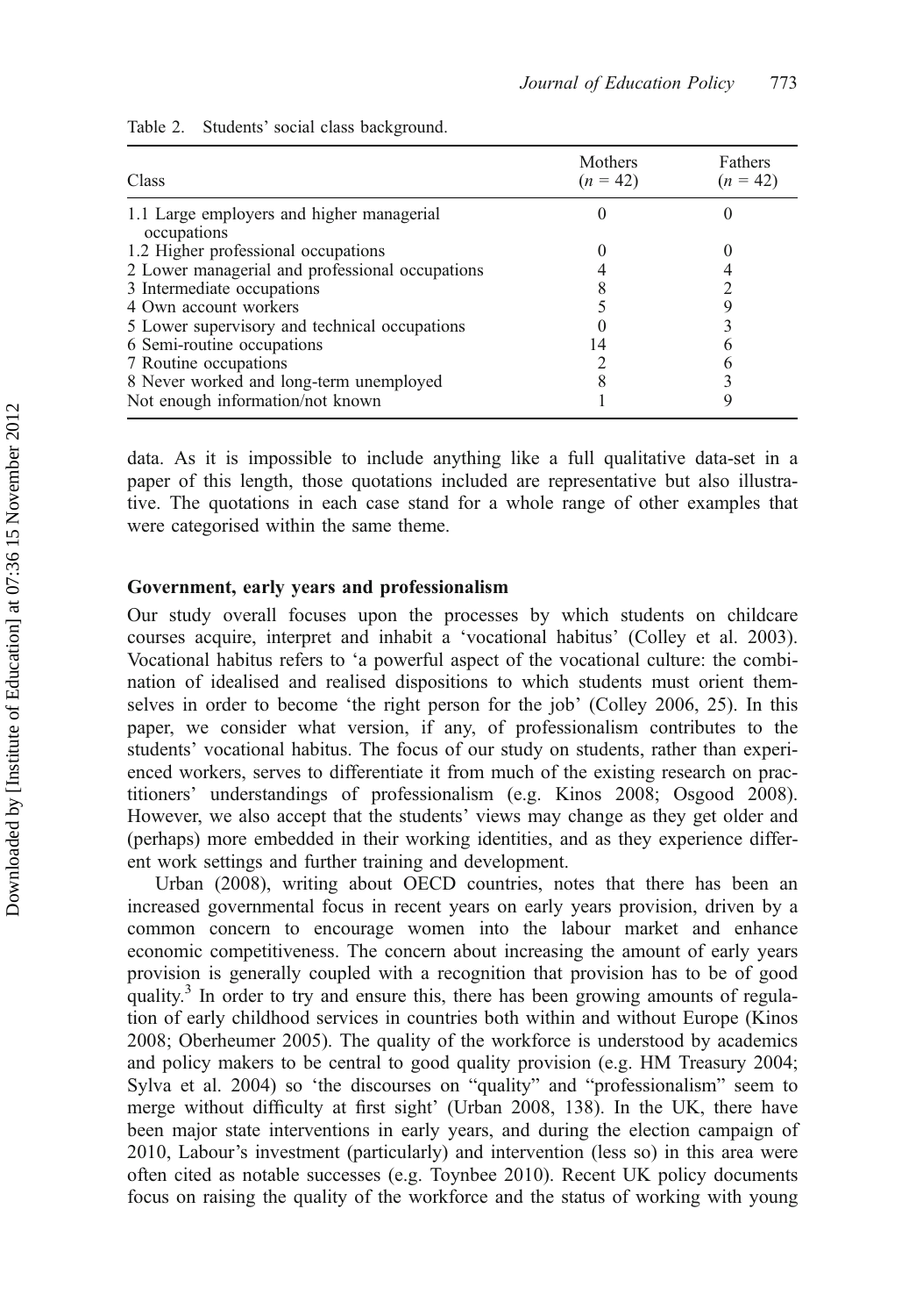Table 2. Students' social class background.

| Class | Mothers ($n$ = 42) | Fathers ($n$ = 42) |
|---|---|---|
| 1.1 Large employers and higher managerial occupations | 0 | 0 |
| 1.2 Higher professional occupations | 0 | 0 |
| 2 Lower managerial and professional occupations | 4 | 4 |
| 3 Intermediate occupations | 8 | 2 |
| 4 Own account workers | 5 | 9 |
| 5 Lower supervisory and technical occupations | 0 | 3 |
| 6 Semi-routine occupations | 14 | 6 |
| 7 Routine occupations | 2 | 6 |
| 8 Never worked and long-term unemployed | 8 | 3 |
| Not enough information/not known | 1 | 9 |

data. As it is impossible to include anything like a full qualitative data-set in a paper of this length, those quotations included are representative but also illustrative. The quotations in each case stand for a whole range of other examples that were categorised within the same theme.

## Government, early years and professionalism

Our study overall focuses upon the processes by which students on childcare courses acquire, interpret and inhabit a 'vocational habitus' (Colley et al. 2003). Vocational habitus refers to 'a powerful aspect of the vocational culture: the combination of idealised and realised dispositions to which students must orient themselves in order to become 'the right person for the job' (Colley 2006, 25). In this paper, we consider what version, if any, of professionalism contributes to the students' vocational habitus. The focus of our study on students, rather than experienced workers, serves to differentiate it from much of the existing research on practitioners' understandings of professionalism (e.g. Kinos 2008; Osgood 2008). However, we also accept that the students' views may change as they get older and (perhaps) more embedded in their working identities, and as they experience different work settings and further training and development.

Urban (2008), writing about OECD countries, notes that there has been an increased governmental focus in recent years on early years provision, driven by a common concern to encourage women into the labour market and enhance economic competitiveness. The concern about increasing the amount of early years provision is generally coupled with a recognition that provision has to be of good quality.[3] In order to try and ensure this, there has been growing amounts of regulation of early childhood services in countries both within and without Europe (Kinos 2008; Oberheumer 2005). The quality of the workforce is understood by academics and policy makers to be central to good quality provision (e.g. HM Treasury 2004; Sylva et al. 2004) so 'the discourses on "quality" and "professionalism" seem to merge without difficulty at first sight' (Urban 2008, 138). In the UK, there have been major state interventions in early years, and during the election campaign of 2010, Labour's investment (particularly) and intervention (less so) in this area were often cited as notable successes (e.g. Toynbee 2010). Recent UK policy documents focus on raising the quality of the workforce and the status of working with young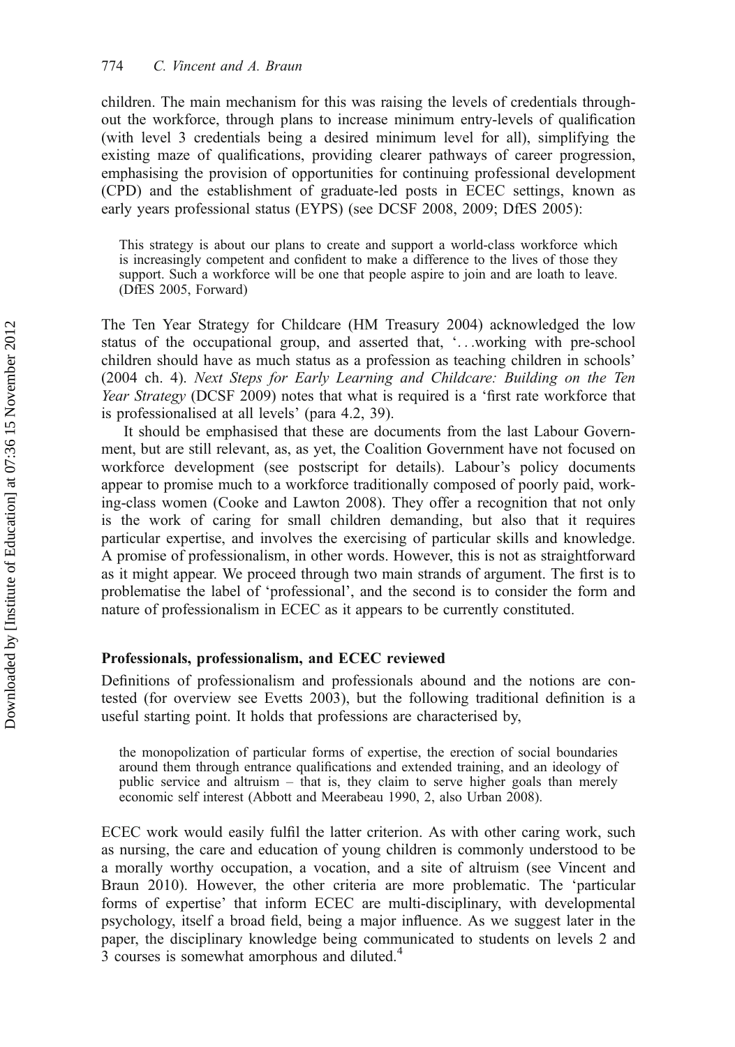children. The main mechanism for this was raising the levels of credentials throughout the workforce, through plans to increase minimum entry-levels of qualification (with level 3 credentials being a desired minimum level for all), simplifying the existing maze of qualifications, providing clearer pathways of career progression, emphasising the provision of opportunities for continuing professional development (CPD) and the establishment of graduate-led posts in ECEC settings, known as early years professional status (EYPS) (see DCSF 2008, 2009; DfES 2005):

> This strategy is about our plans to create and support a world-class workforce which is increasingly competent and confident to make a difference to the lives of those they support. Such a workforce will be one that people aspire to join and are loath to leave. (DfES 2005, Forward)

The Ten Year Strategy for Childcare (HM Treasury 2004) acknowledged the low status of the occupational group, and asserted that, '…working with pre-school children should have as much status as a profession as teaching children in schools' (2004 ch. 4). *Next Steps for Early Learning and Childcare: Building on the Ten Year Strategy* (DCSF 2009) notes that what is required is a 'first rate workforce that is professionalised at all levels' (para 4.2, 39).

It should be emphasised that these are documents from the last Labour Government, but are still relevant, as, as yet, the Coalition Government have not focused on workforce development (see postscript for details). Labour's policy documents appear to promise much to a workforce traditionally composed of poorly paid, working-class women (Cooke and Lawton 2008). They offer a recognition that not only is the work of caring for small children demanding, but also that it requires particular expertise, and involves the exercising of particular skills and knowledge. A promise of professionalism, in other words. However, this is not as straightforward as it might appear. We proceed through two main strands of argument. The first is to problematise the label of 'professional', and the second is to consider the form and nature of professionalism in ECEC as it appears to be currently constituted.

### Professionals, professionalism, and ECEC reviewed

Definitions of professionalism and professionals abound and the notions are contested (for overview see Evetts 2003), but the following traditional definition is a useful starting point. It holds that professions are characterised by,

> the monopolization of particular forms of expertise, the erection of social boundaries around them through entrance qualifications and extended training, and an ideology of public service and altruism – that is, they claim to serve higher goals than merely economic self interest (Abbott and Meerabeau 1990, 2, also Urban 2008).

ECEC work would easily fulfil the latter criterion. As with other caring work, such as nursing, the care and education of young children is commonly understood to be a morally worthy occupation, a vocation, and a site of altruism (see Vincent and Braun 2010). However, the other criteria are more problematic. The 'particular forms of expertise' that inform ECEC are multi-disciplinary, with developmental psychology, itself a broad field, being a major influence. As we suggest later in the paper, the disciplinary knowledge being communicated to students on levels 2 and 3 courses is somewhat amorphous and diluted.[4]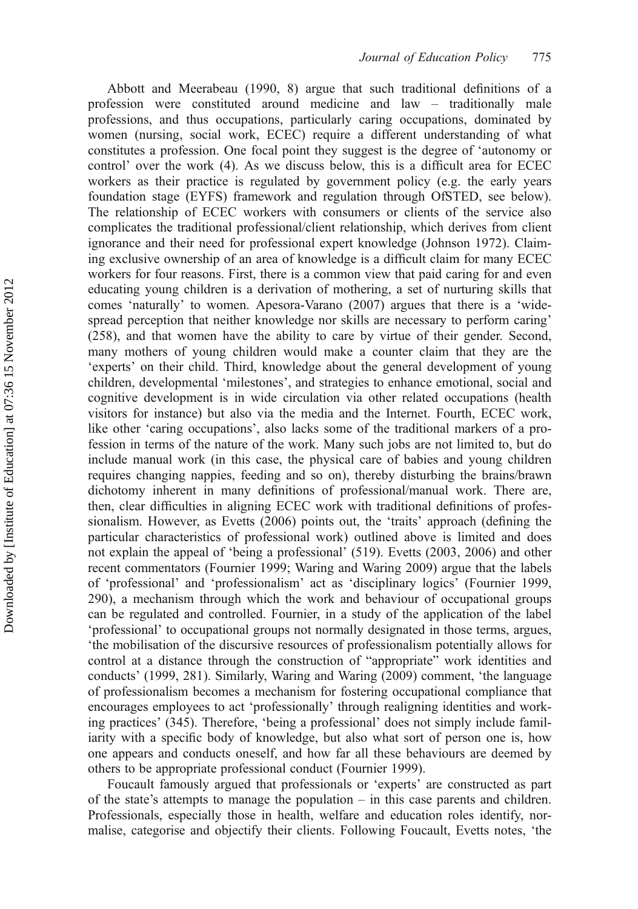Abbott and Meerabeau (1990, 8) argue that such traditional definitions of a profession were constituted around medicine and law – traditionally male professions, and thus occupations, particularly caring occupations, dominated by women (nursing, social work, ECEC) require a different understanding of what constitutes a profession. One focal point they suggest is the degree of 'autonomy or control' over the work (4). As we discuss below, this is a difficult area for ECEC workers as their practice is regulated by government policy (e.g. the early years foundation stage (EYFS) framework and regulation through OfSTED, see below). The relationship of ECEC workers with consumers or clients of the service also complicates the traditional professional/client relationship, which derives from client ignorance and their need for professional expert knowledge (Johnson 1972). Claiming exclusive ownership of an area of knowledge is a difficult claim for many ECEC workers for four reasons. First, there is a common view that paid caring for and even educating young children is a derivation of mothering, a set of nurturing skills that comes 'naturally' to women. Apesora-Varano (2007) argues that there is a 'widespread perception that neither knowledge nor skills are necessary to perform caring' (258), and that women have the ability to care by virtue of their gender. Second, many mothers of young children would make a counter claim that they are the 'experts' on their child. Third, knowledge about the general development of young children, developmental 'milestones', and strategies to enhance emotional, social and cognitive development is in wide circulation via other related occupations (health visitors for instance) but also via the media and the Internet. Fourth, ECEC work, like other 'caring occupations', also lacks some of the traditional markers of a profession in terms of the nature of the work. Many such jobs are not limited to, but do include manual work (in this case, the physical care of babies and young children requires changing nappies, feeding and so on), thereby disturbing the brains/brawn dichotomy inherent in many definitions of professional/manual work. There are, then, clear difficulties in aligning ECEC work with traditional definitions of professionalism. However, as Evetts (2006) points out, the 'traits' approach (defining the particular characteristics of professional work) outlined above is limited and does not explain the appeal of 'being a professional' (519). Evetts (2003, 2006) and other recent commentators (Fournier 1999; Waring and Waring 2009) argue that the labels of 'professional' and 'professionalism' act as 'disciplinary logics' (Fournier 1999, 290), a mechanism through which the work and behaviour of occupational groups can be regulated and controlled. Fournier, in a study of the application of the label 'professional' to occupational groups not normally designated in those terms, argues, 'the mobilisation of the discursive resources of professionalism potentially allows for control at a distance through the construction of "appropriate" work identities and conducts' (1999, 281). Similarly, Waring and Waring (2009) comment, 'the language of professionalism becomes a mechanism for fostering occupational compliance that encourages employees to act 'professionally' through realigning identities and working practices' (345). Therefore, 'being a professional' does not simply include familiarity with a specific body of knowledge, but also what sort of person one is, how one appears and conducts oneself, and how far all these behaviours are deemed by others to be appropriate professional conduct (Fournier 1999).

Foucault famously argued that professionals or 'experts' are constructed as part of the state's attempts to manage the population – in this case parents and children. Professionals, especially those in health, welfare and education roles identify, normalise, categorise and objectify their clients. Following Foucault, Evetts notes, 'the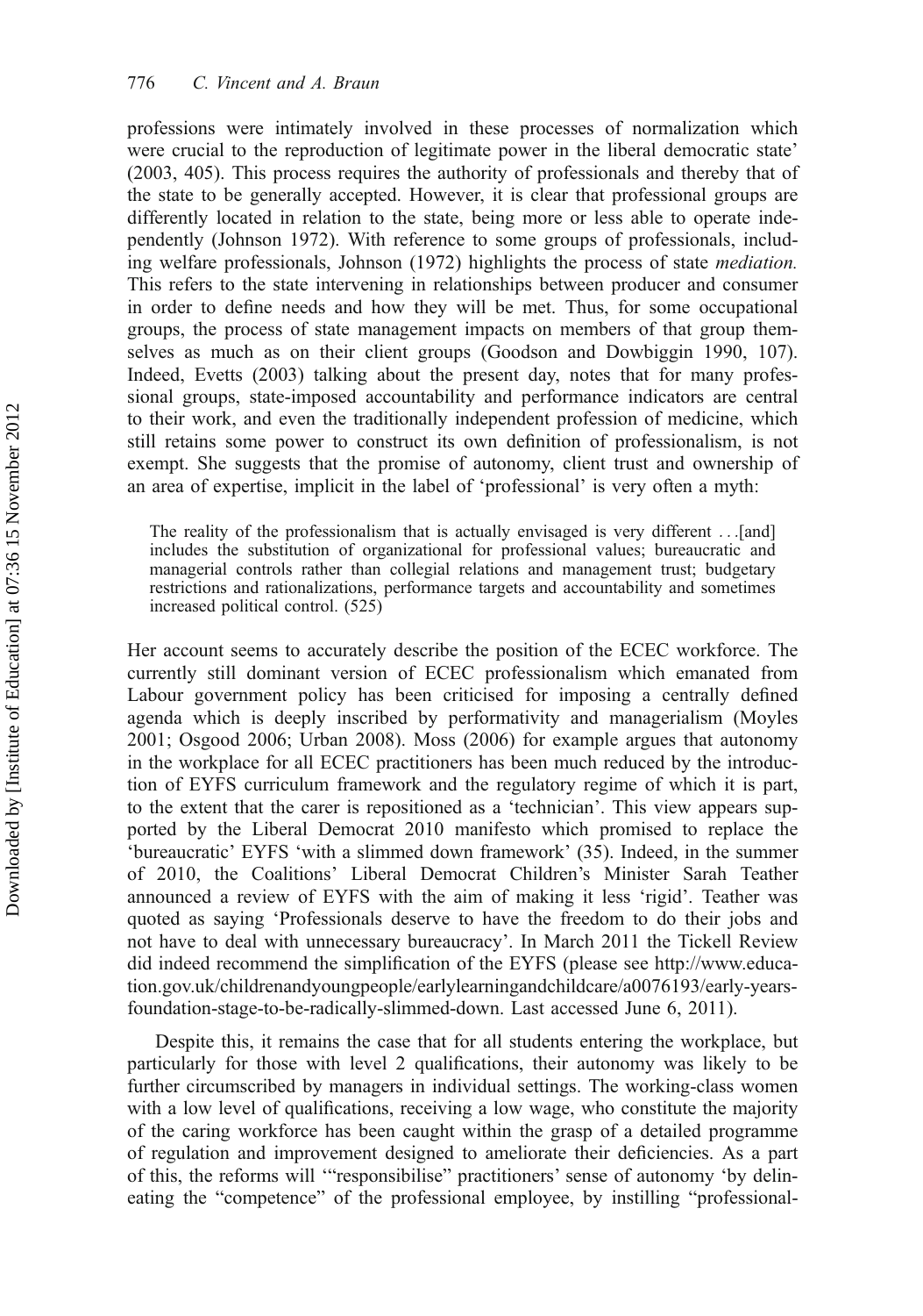professions were intimately involved in these processes of normalization which were crucial to the reproduction of legitimate power in the liberal democratic state' (2003, 405). This process requires the authority of professionals and thereby that of the state to be generally accepted. However, it is clear that professional groups are differently located in relation to the state, being more or less able to operate independently (Johnson 1972). With reference to some groups of professionals, including welfare professionals, Johnson (1972) highlights the process of state *mediation.* This refers to the state intervening in relationships between producer and consumer in order to define needs and how they will be met. Thus, for some occupational groups, the process of state management impacts on members of that group themselves as much as on their client groups (Goodson and Dowbiggin 1990, 107). Indeed, Evetts (2003) talking about the present day, notes that for many professional groups, state-imposed accountability and performance indicators are central to their work, and even the traditionally independent profession of medicine, which still retains some power to construct its own definition of professionalism, is not exempt. She suggests that the promise of autonomy, client trust and ownership of an area of expertise, implicit in the label of 'professional' is very often a myth:

> The reality of the professionalism that is actually envisaged is very different …[and] includes the substitution of organizational for professional values; bureaucratic and managerial controls rather than collegial relations and management trust; budgetary restrictions and rationalizations, performance targets and accountability and sometimes increased political control. (525)

Her account seems to accurately describe the position of the ECEC workforce. The currently still dominant version of ECEC professionalism which emanated from Labour government policy has been criticised for imposing a centrally defined agenda which is deeply inscribed by performativity and managerialism (Moyles 2001; Osgood 2006; Urban 2008). Moss (2006) for example argues that autonomy in the workplace for all ECEC practitioners has been much reduced by the introduction of EYFS curriculum framework and the regulatory regime of which it is part, to the extent that the carer is repositioned as a 'technician'. This view appears supported by the Liberal Democrat 2010 manifesto which promised to replace the 'bureaucratic' EYFS 'with a slimmed down framework' (35). Indeed, in the summer of 2010, the Coalitions' Liberal Democrat Children's Minister Sarah Teather announced a review of EYFS with the aim of making it less 'rigid'. Teather was quoted as saying 'Professionals deserve to have the freedom to do their jobs and not have to deal with unnecessary bureaucracy'. In March 2011 the Tickell Review did indeed recommend the simplification of the EYFS (please see http://www.education.gov.uk/childrenandyoungpeople/earlylearningandchildcare/a0076193/early-years-foundation-stage-to-be-radically-slimmed-down. Last accessed June 6, 2011).

Despite this, it remains the case that for all students entering the workplace, but particularly for those with level 2 qualifications, their autonomy was likely to be further circumscribed by managers in individual settings. The working-class women with a low level of qualifications, receiving a low wage, who constitute the majority of the caring workforce has been caught within the grasp of a detailed programme of regulation and improvement designed to ameliorate their deficiencies. As a part of this, the reforms will '"responsibilise" practitioners' sense of autonomy 'by delineating the "competence" of the professional employee, by instilling "professional-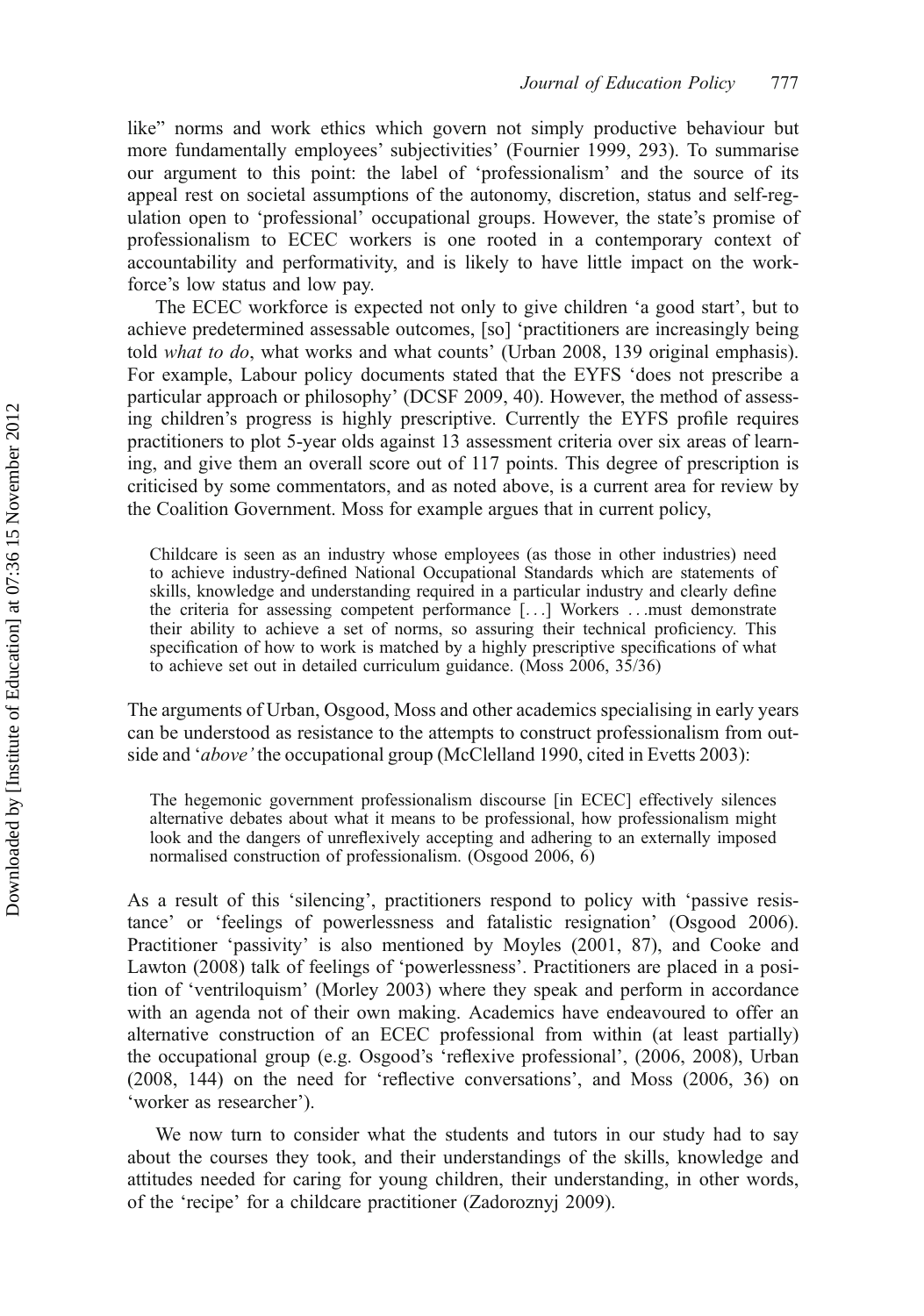like" norms and work ethics which govern not simply productive behaviour but more fundamentally employees' subjectivities' (Fournier 1999, 293). To summarise our argument to this point: the label of 'professionalism' and the source of its appeal rest on societal assumptions of the autonomy, discretion, status and self-regulation open to 'professional' occupational groups. However, the state's promise of professionalism to ECEC workers is one rooted in a contemporary context of accountability and performativity, and is likely to have little impact on the workforce's low status and low pay.

The ECEC workforce is expected not only to give children 'a good start', but to achieve predetermined assessable outcomes, [so] 'practitioners are increasingly being told *what to do*, what works and what counts' (Urban 2008, 139 original emphasis). For example, Labour policy documents stated that the EYFS 'does not prescribe a particular approach or philosophy' (DCSF 2009, 40). However, the method of assessing children's progress is highly prescriptive. Currently the EYFS profile requires practitioners to plot 5-year olds against 13 assessment criteria over six areas of learning, and give them an overall score out of 117 points. This degree of prescription is criticised by some commentators, and as noted above, is a current area for review by the Coalition Government. Moss for example argues that in current policy,

> Childcare is seen as an industry whose employees (as those in other industries) need to achieve industry-defined National Occupational Standards which are statements of skills, knowledge and understanding required in a particular industry and clearly define the criteria for assessing competent performance [...] Workers ...must demonstrate their ability to achieve a set of norms, so assuring their technical proficiency. This specification of how to work is matched by a highly prescriptive specifications of what to achieve set out in detailed curriculum guidance. (Moss 2006, 35/36)

The arguments of Urban, Osgood, Moss and other academics specialising in early years can be understood as resistance to the attempts to construct professionalism from outside and '*above'* the occupational group (McClelland 1990, cited in Evetts 2003):

> The hegemonic government professionalism discourse [in ECEC] effectively silences alternative debates about what it means to be professional, how professionalism might look and the dangers of unreflexively accepting and adhering to an externally imposed normalised construction of professionalism. (Osgood 2006, 6)

As a result of this 'silencing', practitioners respond to policy with 'passive resistance' or 'feelings of powerlessness and fatalistic resignation' (Osgood 2006). Practitioner 'passivity' is also mentioned by Moyles (2001, 87), and Cooke and Lawton (2008) talk of feelings of 'powerlessness'. Practitioners are placed in a position of 'ventriloquism' (Morley 2003) where they speak and perform in accordance with an agenda not of their own making. Academics have endeavoured to offer an alternative construction of an ECEC professional from within (at least partially) the occupational group (e.g. Osgood's 'reflexive professional', (2006, 2008), Urban (2008, 144) on the need for 'reflective conversations', and Moss (2006, 36) on 'worker as researcher').

We now turn to consider what the students and tutors in our study had to say about the courses they took, and their understandings of the skills, knowledge and attitudes needed for caring for young children, their understanding, in other words, of the 'recipe' for a childcare practitioner (Zadoroznyj 2009).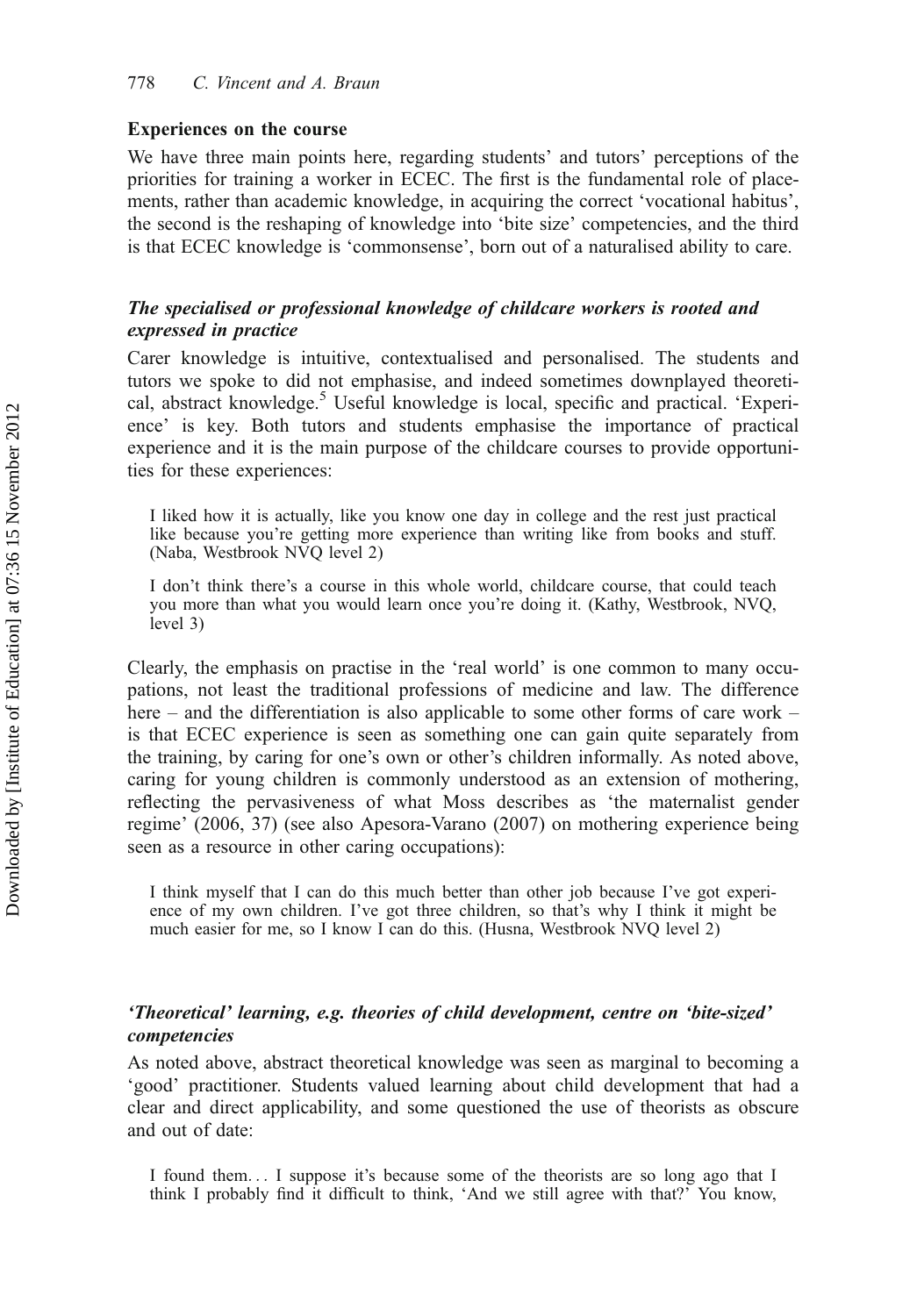## Experiences on the course

We have three main points here, regarding students' and tutors' perceptions of the priorities for training a worker in ECEC. The first is the fundamental role of placements, rather than academic knowledge, in acquiring the correct 'vocational habitus', the second is the reshaping of knowledge into 'bite size' competencies, and the third is that ECEC knowledge is 'commonsense', born out of a naturalised ability to care.

### *The specialised or professional knowledge of childcare workers is rooted and expressed in practice*

Carer knowledge is intuitive, contextualised and personalised. The students and tutors we spoke to did not emphasise, and indeed sometimes downplayed theoretical, abstract knowledge.[5] Useful knowledge is local, specific and practical. 'Experience' is key. Both tutors and students emphasise the importance of practical experience and it is the main purpose of the childcare courses to provide opportunities for these experiences:

> I liked how it is actually, like you know one day in college and the rest just practical like because you're getting more experience than writing like from books and stuff. (Naba, Westbrook NVQ level 2)

> I don't think there's a course in this whole world, childcare course, that could teach you more than what you would learn once you're doing it. (Kathy, Westbrook, NVQ, level 3)

Clearly, the emphasis on practise in the 'real world' is one common to many occupations, not least the traditional professions of medicine and law. The difference here – and the differentiation is also applicable to some other forms of care work – is that ECEC experience is seen as something one can gain quite separately from the training, by caring for one's own or other's children informally. As noted above, caring for young children is commonly understood as an extension of mothering, reflecting the pervasiveness of what Moss describes as 'the maternalist gender regime' (2006, 37) (see also Apesora-Varano (2007) on mothering experience being seen as a resource in other caring occupations):

> I think myself that I can do this much better than other job because I've got experience of my own children. I've got three children, so that's why I think it might be much easier for me, so I know I can do this. (Husna, Westbrook NVQ level 2)

### *'Theoretical' learning, e.g. theories of child development, centre on 'bite-sized' competencies*

As noted above, abstract theoretical knowledge was seen as marginal to becoming a 'good' practitioner. Students valued learning about child development that had a clear and direct applicability, and some questioned the use of theorists as obscure and out of date:

> I found them… I suppose it's because some of the theorists are so long ago that I think I probably find it difficult to think, 'And we still agree with that?' You know,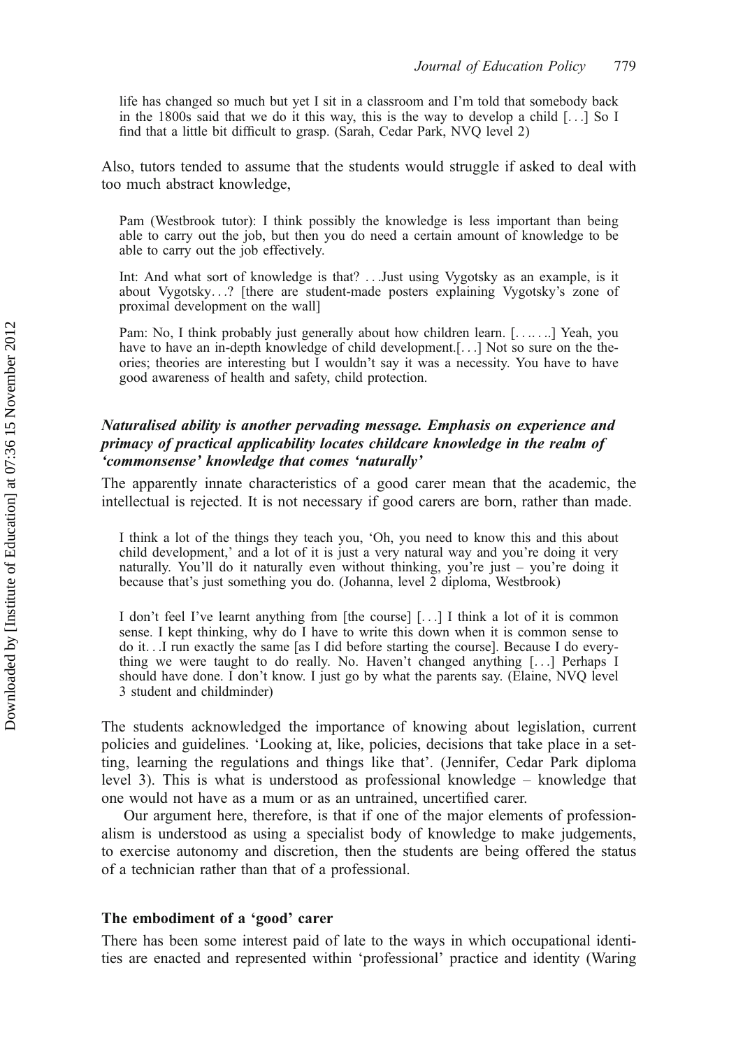> life has changed so much but yet I sit in a classroom and I'm told that somebody back in the 1800s said that we do it this way, this is the way to develop a child [. . .] So I find that a little bit difficult to grasp. (Sarah, Cedar Park, NVQ level 2)

Also, tutors tended to assume that the students would struggle if asked to deal with too much abstract knowledge,

> Pam (Westbrook tutor): I think possibly the knowledge is less important than being able to carry out the job, but then you do need a certain amount of knowledge to be able to carry out the job effectively.
>
> Int: And what sort of knowledge is that? . . .Just using Vygotsky as an example, is it about Vygotsky. . .? [there are student-made posters explaining Vygotsky's zone of proximal development on the wall]
>
> Pam: No, I think probably just generally about how children learn. [. . .. . ..] Yeah, you have to have an in-depth knowledge of child development.[. . .] Not so sure on the theories; theories are interesting but I wouldn't say it was a necessity. You have to have good awareness of health and safety, child protection.

### *Naturalised ability is another pervading message. Emphasis on experience and primacy of practical applicability locates childcare knowledge in the realm of 'commonsense' knowledge that comes 'naturally'*

The apparently innate characteristics of a good carer mean that the academic, the intellectual is rejected. It is not necessary if good carers are born, rather than made.

> I think a lot of the things they teach you, 'Oh, you need to know this and this about child development,' and a lot of it is just a very natural way and you're doing it very naturally. You'll do it naturally even without thinking, you're just – you're doing it because that's just something you do. (Johanna, level 2 diploma, Westbrook)

> I don't feel I've learnt anything from [the course] [. . .] I think a lot of it is common sense. I kept thinking, why do I have to write this down when it is common sense to do it. . .I run exactly the same [as I did before starting the course]. Because I do everything we were taught to do really. No. Haven't changed anything [. . .] Perhaps I should have done. I don't know. I just go by what the parents say. (Elaine, NVQ level 3 student and childminder)

The students acknowledged the importance of knowing about legislation, current policies and guidelines. 'Looking at, like, policies, decisions that take place in a setting, learning the regulations and things like that'. (Jennifer, Cedar Park diploma level 3). This is what is understood as professional knowledge – knowledge that one would not have as a mum or as an untrained, uncertified carer.

Our argument here, therefore, is that if one of the major elements of professionalism is understood as using a specialist body of knowledge to make judgements, to exercise autonomy and discretion, then the students are being offered the status of a technician rather than that of a professional.

## The embodiment of a 'good' carer

There has been some interest paid of late to the ways in which occupational identities are enacted and represented within 'professional' practice and identity (Waring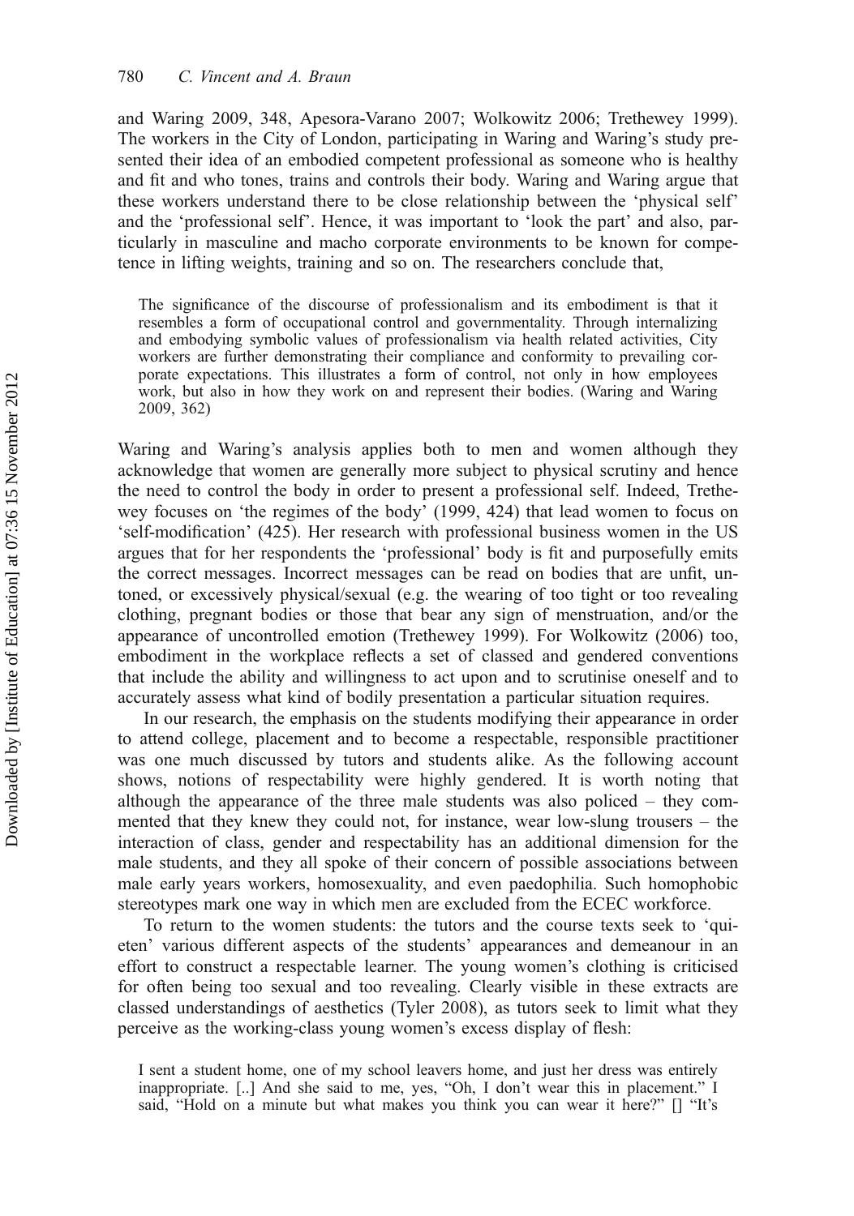and Waring 2009, 348, Apesora-Varano 2007; Wolkowitz 2006; Trethewey 1999). The workers in the City of London, participating in Waring and Waring's study presented their idea of an embodied competent professional as someone who is healthy and fit and who tones, trains and controls their body. Waring and Waring argue that these workers understand there to be close relationship between the 'physical self' and the 'professional self'. Hence, it was important to 'look the part' and also, particularly in masculine and macho corporate environments to be known for competence in lifting weights, training and so on. The researchers conclude that,

> The significance of the discourse of professionalism and its embodiment is that it resembles a form of occupational control and governmentality. Through internalizing and embodying symbolic values of professionalism via health related activities, City workers are further demonstrating their compliance and conformity to prevailing corporate expectations. This illustrates a form of control, not only in how employees work, but also in how they work on and represent their bodies. (Waring and Waring 2009, 362)

Waring and Waring's analysis applies both to men and women although they acknowledge that women are generally more subject to physical scrutiny and hence the need to control the body in order to present a professional self. Indeed, Trethewey focuses on 'the regimes of the body' (1999, 424) that lead women to focus on 'self-modification' (425). Her research with professional business women in the US argues that for her respondents the 'professional' body is fit and purposefully emits the correct messages. Incorrect messages can be read on bodies that are unfit, untoned, or excessively physical/sexual (e.g. the wearing of too tight or too revealing clothing, pregnant bodies or those that bear any sign of menstruation, and/or the appearance of uncontrolled emotion (Trethewey 1999). For Wolkowitz (2006) too, embodiment in the workplace reflects a set of classed and gendered conventions that include the ability and willingness to act upon and to scrutinise oneself and to accurately assess what kind of bodily presentation a particular situation requires.

In our research, the emphasis on the students modifying their appearance in order to attend college, placement and to become a respectable, responsible practitioner was one much discussed by tutors and students alike. As the following account shows, notions of respectability were highly gendered. It is worth noting that although the appearance of the three male students was also policed – they commented that they knew they could not, for instance, wear low-slung trousers – the interaction of class, gender and respectability has an additional dimension for the male students, and they all spoke of their concern of possible associations between male early years workers, homosexuality, and even paedophilia. Such homophobic stereotypes mark one way in which men are excluded from the ECEC workforce.

To return to the women students: the tutors and the course texts seek to 'quieten' various different aspects of the students' appearances and demeanour in an effort to construct a respectable learner. The young women's clothing is criticised for often being too sexual and too revealing. Clearly visible in these extracts are classed understandings of aesthetics (Tyler 2008), as tutors seek to limit what they perceive as the working-class young women's excess display of flesh:

> I sent a student home, one of my school leavers home, and just her dress was entirely inappropriate. [..] And she said to me, yes, "Oh, I don't wear this in placement." I said, "Hold on a minute but what makes you think you can wear it here?" [] "It's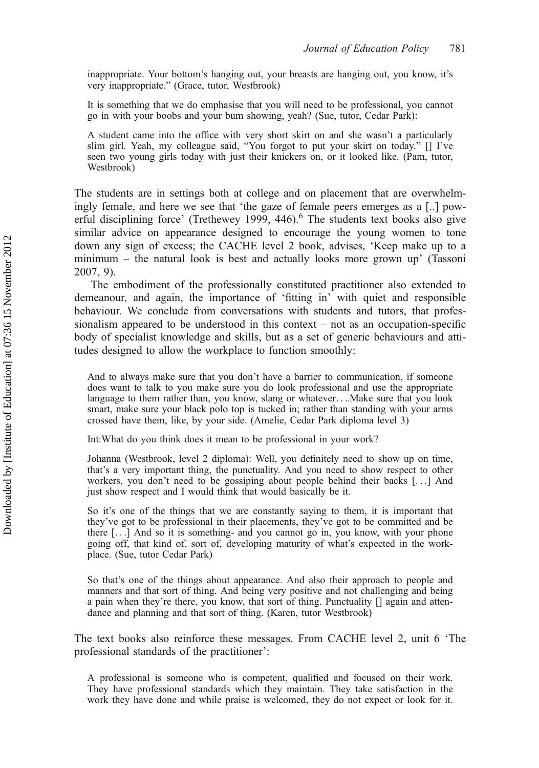inappropriate. Your bottom's hanging out, your breasts are hanging out, you know, it's very inappropriate." (Grace, tutor, Westbrook)

> It is something that we do emphasise that you will need to be professional, you cannot go in with your boobs and your bum showing, yeah? (Sue, tutor, Cedar Park):

> A student came into the office with very short skirt on and she wasn't a particularly slim girl. Yeah, my colleague said, "You forgot to put your skirt on today." [] I've seen two young girls today with just their knickers on, or it looked like. (Pam, tutor, Westbrook)

The students are in settings both at college and on placement that are overwhelmingly female, and here we see that 'the gaze of female peers emerges as a [..] powerful disciplining force' (Trethewey 1999, 446).[6] The students text books also give similar advice on appearance designed to encourage the young women to tone down any sign of excess; the CACHE level 2 book, advises, 'Keep make up to a minimum – the natural look is best and actually looks more grown up' (Tassoni 2007, 9).

The embodiment of the professionally constituted practitioner also extended to demeanour, and again, the importance of 'fitting in' with quiet and responsible behaviour. We conclude from conversations with students and tutors, that professionalism appeared to be understood in this context – not as an occupation-specific body of specialist knowledge and skills, but as a set of generic behaviours and attitudes designed to allow the workplace to function smoothly:

> And to always make sure that you don't have a barrier to communication, if someone does want to talk to you make sure you do look professional and use the appropriate language to them rather than, you know, slang or whatever. . ..Make sure that you look smart, make sure your black polo top is tucked in; rather than standing with your arms crossed have them, like, by your side. (Amelie, Cedar Park diploma level 3)

> Int:What do you think does it mean to be professional in your work?

> Johanna (Westbrook, level 2 diploma): Well, you definitely need to show up on time, that's a very important thing, the punctuality. And you need to show respect to other workers, you don't need to be gossiping about people behind their backs [. . .] And just show respect and I would think that would basically be it.

> So it's one of the things that we are constantly saying to them, it is important that they've got to be professional in their placements, they've got to be committed and be there [. . .] And so it is something- and you cannot go in, you know, with your phone going off, that kind of, sort of, developing maturity of what's expected in the workplace. (Sue, tutor Cedar Park)

> So that's one of the things about appearance. And also their approach to people and manners and that sort of thing. And being very positive and not challenging and being a pain when they're there, you know, that sort of thing. Punctuality [] again and attendance and planning and that sort of thing. (Karen, tutor Westbrook)

The text books also reinforce these messages. From CACHE level 2, unit 6 'The professional standards of the practitioner':

> A professional is someone who is competent, qualified and focused on their work. They have professional standards which they maintain. They take satisfaction in the work they have done and while praise is welcomed, they do not expect or look for it.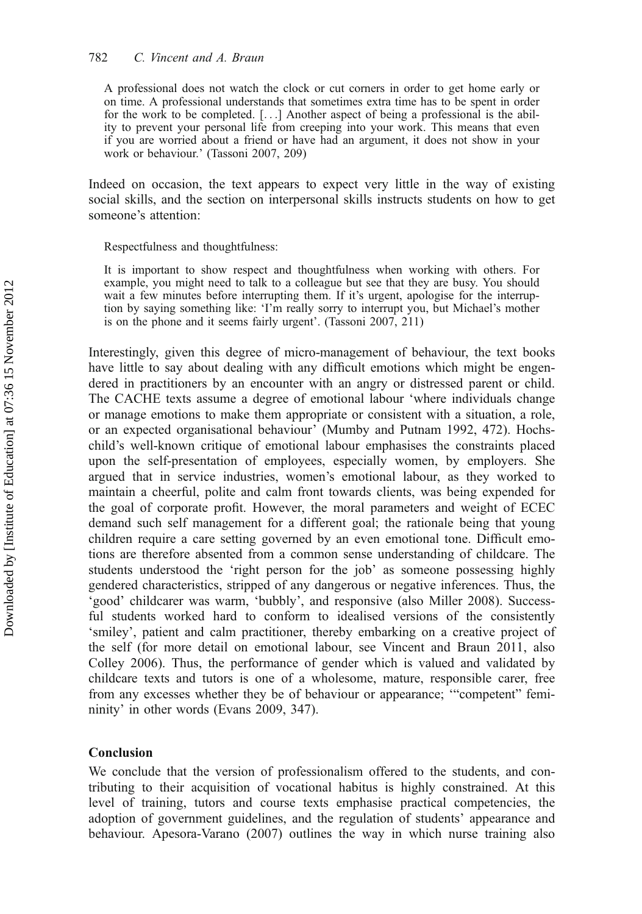> A professional does not watch the clock or cut corners in order to get home early or on time. A professional understands that sometimes extra time has to be spent in order for the work to be completed. [. . .] Another aspect of being a professional is the ability to prevent your personal life from creeping into your work. This means that even if you are worried about a friend or have had an argument, it does not show in your work or behaviour.' (Tassoni 2007, 209)

Indeed on occasion, the text appears to expect very little in the way of existing social skills, and the section on interpersonal skills instructs students on how to get someone's attention:

> Respectfulness and thoughtfulness:
>
> It is important to show respect and thoughtfulness when working with others. For example, you might need to talk to a colleague but see that they are busy. You should wait a few minutes before interrupting them. If it's urgent, apologise for the interruption by saying something like: 'I'm really sorry to interrupt you, but Michael's mother is on the phone and it seems fairly urgent'. (Tassoni 2007, 211)

Interestingly, given this degree of micro-management of behaviour, the text books have little to say about dealing with any difficult emotions which might be engendered in practitioners by an encounter with an angry or distressed parent or child. The CACHE texts assume a degree of emotional labour 'where individuals change or manage emotions to make them appropriate or consistent with a situation, a role, or an expected organisational behaviour' (Mumby and Putnam 1992, 472). Hochschild's well-known critique of emotional labour emphasises the constraints placed upon the self-presentation of employees, especially women, by employers. She argued that in service industries, women's emotional labour, as they worked to maintain a cheerful, polite and calm front towards clients, was being expended for the goal of corporate profit. However, the moral parameters and weight of ECEC demand such self management for a different goal; the rationale being that young children require a care setting governed by an even emotional tone. Difficult emotions are therefore absented from a common sense understanding of childcare. The students understood the 'right person for the job' as someone possessing highly gendered characteristics, stripped of any dangerous or negative inferences. Thus, the 'good' childcarer was warm, 'bubbly', and responsive (also Miller 2008). Successful students worked hard to conform to idealised versions of the consistently 'smiley', patient and calm practitioner, thereby embarking on a creative project of the self (for more detail on emotional labour, see Vincent and Braun 2011, also Colley 2006). Thus, the performance of gender which is valued and validated by childcare texts and tutors is one of a wholesome, mature, responsible carer, free from any excesses whether they be of behaviour or appearance; '"competent" femininity' in other words (Evans 2009, 347).

## Conclusion

We conclude that the version of professionalism offered to the students, and contributing to their acquisition of vocational habitus is highly constrained. At this level of training, tutors and course texts emphasise practical competencies, the adoption of government guidelines, and the regulation of students' appearance and behaviour. Apesora-Varano (2007) outlines the way in which nurse training also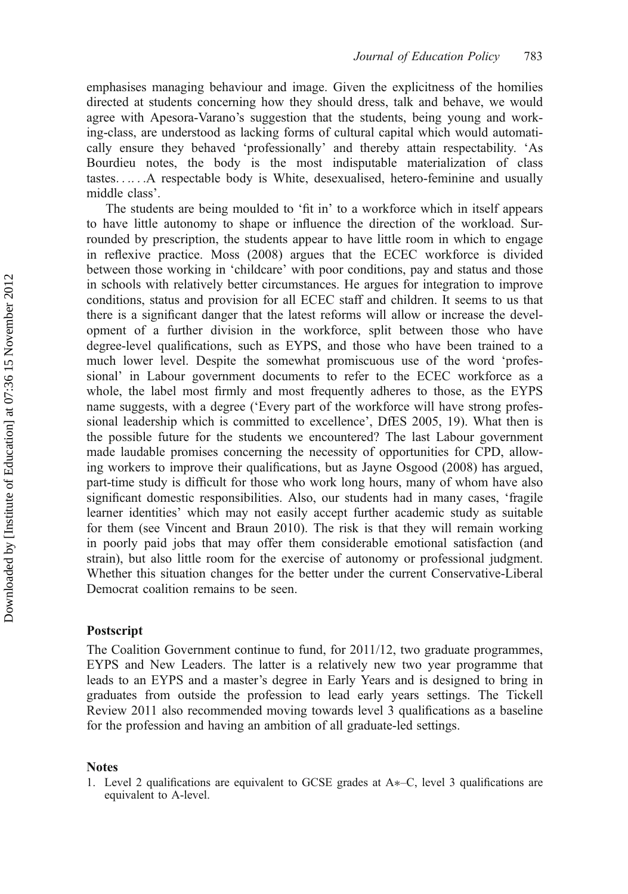emphasises managing behaviour and image. Given the explicitness of the homilies directed at students concerning how they should dress, talk and behave, we would agree with Apesora-Varano's suggestion that the students, being young and working-class, are understood as lacking forms of cultural capital which would automatically ensure they behaved 'professionally' and thereby attain respectability. 'As Bourdieu notes, the body is the most indisputable materialization of class tastes……A respectable body is White, desexualised, hetero-feminine and usually middle class'.

The students are being moulded to 'fit in' to a workforce which in itself appears to have little autonomy to shape or influence the direction of the workload. Surrounded by prescription, the students appear to have little room in which to engage in reflexive practice. Moss (2008) argues that the ECEC workforce is divided between those working in 'childcare' with poor conditions, pay and status and those in schools with relatively better circumstances. He argues for integration to improve conditions, status and provision for all ECEC staff and children. It seems to us that there is a significant danger that the latest reforms will allow or increase the development of a further division in the workforce, split between those who have degree-level qualifications, such as EYPS, and those who have been trained to a much lower level. Despite the somewhat promiscuous use of the word 'professional' in Labour government documents to refer to the ECEC workforce as a whole, the label most firmly and most frequently adheres to those, as the EYPS name suggests, with a degree ('Every part of the workforce will have strong professional leadership which is committed to excellence', DfES 2005, 19). What then is the possible future for the students we encountered? The last Labour government made laudable promises concerning the necessity of opportunities for CPD, allowing workers to improve their qualifications, but as Jayne Osgood (2008) has argued, part-time study is difficult for those who work long hours, many of whom have also significant domestic responsibilities. Also, our students had in many cases, 'fragile learner identities' which may not easily accept further academic study as suitable for them (see Vincent and Braun 2010). The risk is that they will remain working in poorly paid jobs that may offer them considerable emotional satisfaction (and strain), but also little room for the exercise of autonomy or professional judgment. Whether this situation changes for the better under the current Conservative-Liberal Democrat coalition remains to be seen.

## Postscript

The Coalition Government continue to fund, for 2011/12, two graduate programmes, EYPS and New Leaders. The latter is a relatively new two year programme that leads to an EYPS and a master's degree in Early Years and is designed to bring in graduates from outside the profession to lead early years settings. The Tickell Review 2011 also recommended moving towards level 3 qualifications as a baseline for the profession and having an ambition of all graduate-led settings.

## Notes

1. Level 2 qualifications are equivalent to GCSE grades at A*–C, level 3 qualifications are equivalent to A-level.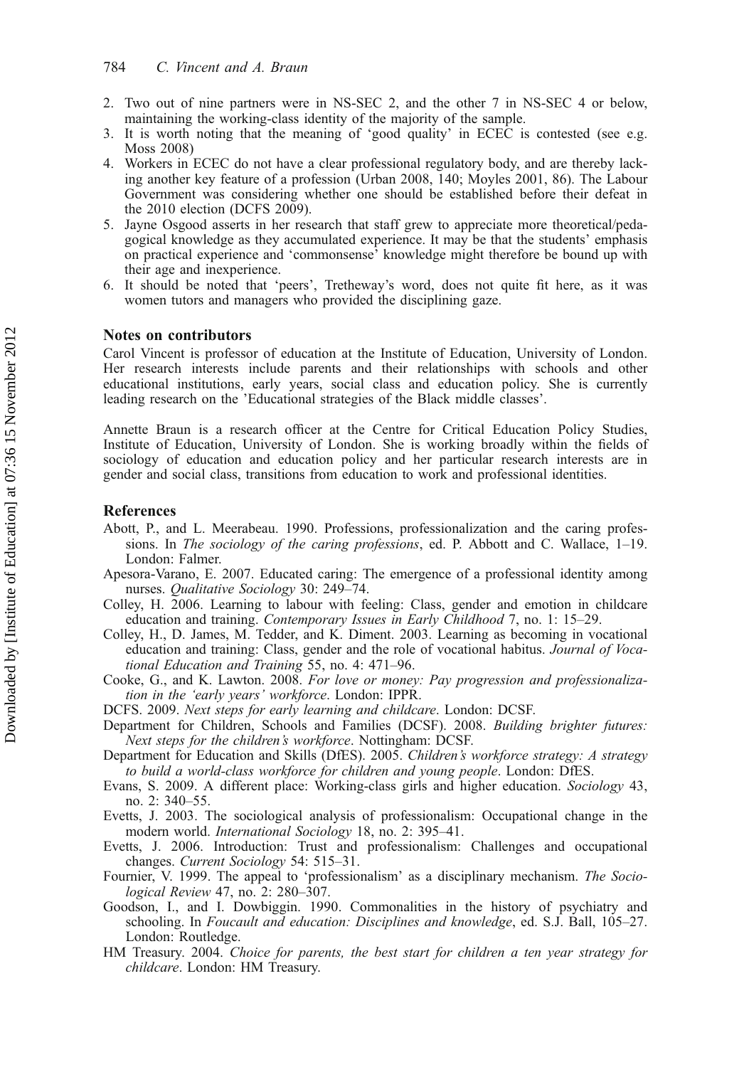2. Two out of nine partners were in NS-SEC 2, and the other 7 in NS-SEC 4 or below, maintaining the working-class identity of the majority of the sample.
3. It is worth noting that the meaning of 'good quality' in ECEC is contested (see e.g. Moss 2008)
4. Workers in ECEC do not have a clear professional regulatory body, and are thereby lacking another key feature of a profession (Urban 2008, 140; Moyles 2001, 86). The Labour Government was considering whether one should be established before their defeat in the 2010 election (DCFS 2009).
5. Jayne Osgood asserts in her research that staff grew to appreciate more theoretical/pedagogical knowledge as they accumulated experience. It may be that the students' emphasis on practical experience and 'commonsense' knowledge might therefore be bound up with their age and inexperience.
6. It should be noted that 'peers', Tretheway's word, does not quite fit here, as it was women tutors and managers who provided the disciplining gaze.

## Notes on contributors

Carol Vincent is professor of education at the Institute of Education, University of London. Her research interests include parents and their relationships with schools and other educational institutions, early years, social class and education policy. She is currently leading research on the 'Educational strategies of the Black middle classes'.

Annette Braun is a research officer at the Centre for Critical Education Policy Studies, Institute of Education, University of London. She is working broadly within the fields of sociology of education and education policy and her particular research interests are in gender and social class, transitions from education to work and professional identities.

## References

Abott, P., and L. Meerabeau. 1990. Professions, professionalization and the caring professions. In *The sociology of the caring professions*, ed. P. Abbott and C. Wallace, 1–19. London: Falmer.

Apesora-Varano, E. 2007. Educated caring: The emergence of a professional identity among nurses. *Qualitative Sociology* 30: 249–74.

Colley, H. 2006. Learning to labour with feeling: Class, gender and emotion in childcare education and training. *Contemporary Issues in Early Childhood* 7, no. 1: 15–29.

Colley, H., D. James, M. Tedder, and K. Diment. 2003. Learning as becoming in vocational education and training: Class, gender and the role of vocational habitus. *Journal of Vocational Education and Training* 55, no. 4: 471–96.

Cooke, G., and K. Lawton. 2008. *For love or money: Pay progression and professionalization in the 'early years' workforce*. London: IPPR.

DCFS. 2009. *Next steps for early learning and childcare*. London: DCSF.

Department for Children, Schools and Families (DCSF). 2008. *Building brighter futures: Next steps for the children's workforce*. Nottingham: DCSF.

Department for Education and Skills (DfES). 2005. *Children's workforce strategy: A strategy to build a world-class workforce for children and young people*. London: DfES.

Evans, S. 2009. A different place: Working-class girls and higher education. *Sociology* 43, no. 2: 340–55.

Evetts, J. 2003. The sociological analysis of professionalism: Occupational change in the modern world. *International Sociology* 18, no. 2: 395–41.

Evetts, J. 2006. Introduction: Trust and professionalism: Challenges and occupational changes. *Current Sociology* 54: 515–31.

Fournier, V. 1999. The appeal to 'professionalism' as a disciplinary mechanism. *The Sociological Review* 47, no. 2: 280–307.

Goodson, I., and I. Dowbiggin. 1990. Commonalities in the history of psychiatry and schooling. In *Foucault and education: Disciplines and knowledge*, ed. S.J. Ball, 105–27. London: Routledge.

HM Treasury. 2004. *Choice for parents, the best start for children a ten year strategy for childcare*. London: HM Treasury.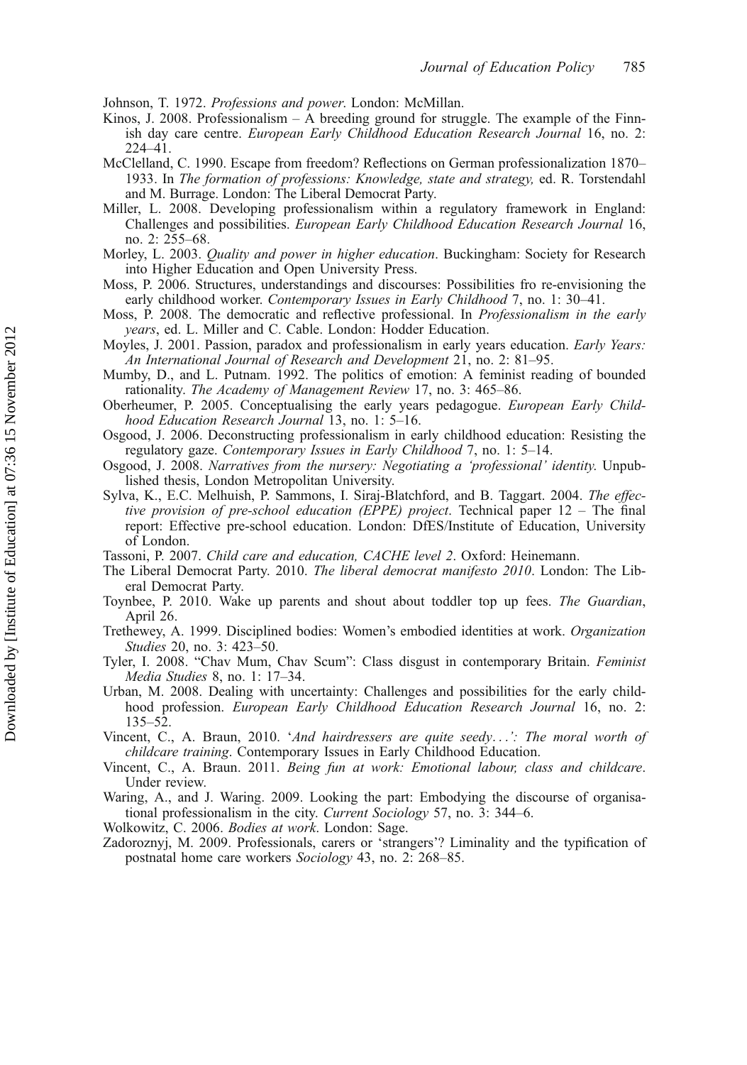Johnson, T. 1972. *Professions and power*. London: McMillan.

Kinos, J. 2008. Professionalism – A breeding ground for struggle. The example of the Finnish day care centre. *European Early Childhood Education Research Journal* 16, no. 2: 224–41.

McClelland, C. 1990. Escape from freedom? Reflections on German professionalization 1870–1933. In *The formation of professions: Knowledge, state and strategy,* ed. R. Torstendahl and M. Burrage. London: The Liberal Democrat Party.

Miller, L. 2008. Developing professionalism within a regulatory framework in England: Challenges and possibilities. *European Early Childhood Education Research Journal* 16, no. 2: 255–68.

Morley, L. 2003. *Quality and power in higher education*. Buckingham: Society for Research into Higher Education and Open University Press.

Moss, P. 2006. Structures, understandings and discourses: Possibilities fro re-envisioning the early childhood worker. *Contemporary Issues in Early Childhood* 7, no. 1: 30–41.

Moss, P. 2008. The democratic and reflective professional. In *Professionalism in the early years*, ed. L. Miller and C. Cable. London: Hodder Education.

Moyles, J. 2001. Passion, paradox and professionalism in early years education. *Early Years: An International Journal of Research and Development* 21, no. 2: 81–95.

Mumby, D., and L. Putnam. 1992. The politics of emotion: A feminist reading of bounded rationality. *The Academy of Management Review* 17, no. 3: 465–86.

Oberheumer, P. 2005. Conceptualising the early years pedagogue. *European Early Childhood Education Research Journal* 13, no. 1: 5–16.

Osgood, J. 2006. Deconstructing professionalism in early childhood education: Resisting the regulatory gaze. *Contemporary Issues in Early Childhood* 7, no. 1: 5–14.

Osgood, J. 2008. *Narratives from the nursery: Negotiating a 'professional' identity*. Unpublished thesis, London Metropolitan University.

Sylva, K., E.C. Melhuish, P. Sammons, I. Siraj-Blatchford, and B. Taggart. 2004. *The effective provision of pre-school education (EPPE) project*. Technical paper 12 – The final report: Effective pre-school education. London: DfES/Institute of Education, University of London.

Tassoni, P. 2007. *Child care and education, CACHE level 2*. Oxford: Heinemann.

The Liberal Democrat Party. 2010. *The liberal democrat manifesto 2010*. London: The Liberal Democrat Party.

Toynbee, P. 2010. Wake up parents and shout about toddler top up fees. *The Guardian*, April 26.

Trethewey, A. 1999. Disciplined bodies: Women's embodied identities at work. *Organization Studies* 20, no. 3: 423–50.

Tyler, I. 2008. "Chav Mum, Chav Scum": Class disgust in contemporary Britain. *Feminist Media Studies* 8, no. 1: 17–34.

Urban, M. 2008. Dealing with uncertainty: Challenges and possibilities for the early childhood profession. *European Early Childhood Education Research Journal* 16, no. 2: 135–52.

Vincent, C., A. Braun, 2010. '*And hairdressers are quite seedy…': The moral worth of childcare training*. Contemporary Issues in Early Childhood Education.

Vincent, C., A. Braun. 2011. *Being fun at work: Emotional labour, class and childcare*. Under review.

Waring, A., and J. Waring. 2009. Looking the part: Embodying the discourse of organisational professionalism in the city. *Current Sociology* 57, no. 3: 344–6.

Wolkowitz, C. 2006. *Bodies at work*. London: Sage.

Zadoroznyj, M. 2009. Professionals, carers or 'strangers'? Liminality and the typification of postnatal home care workers *Sociology* 43, no. 2: 268–85.